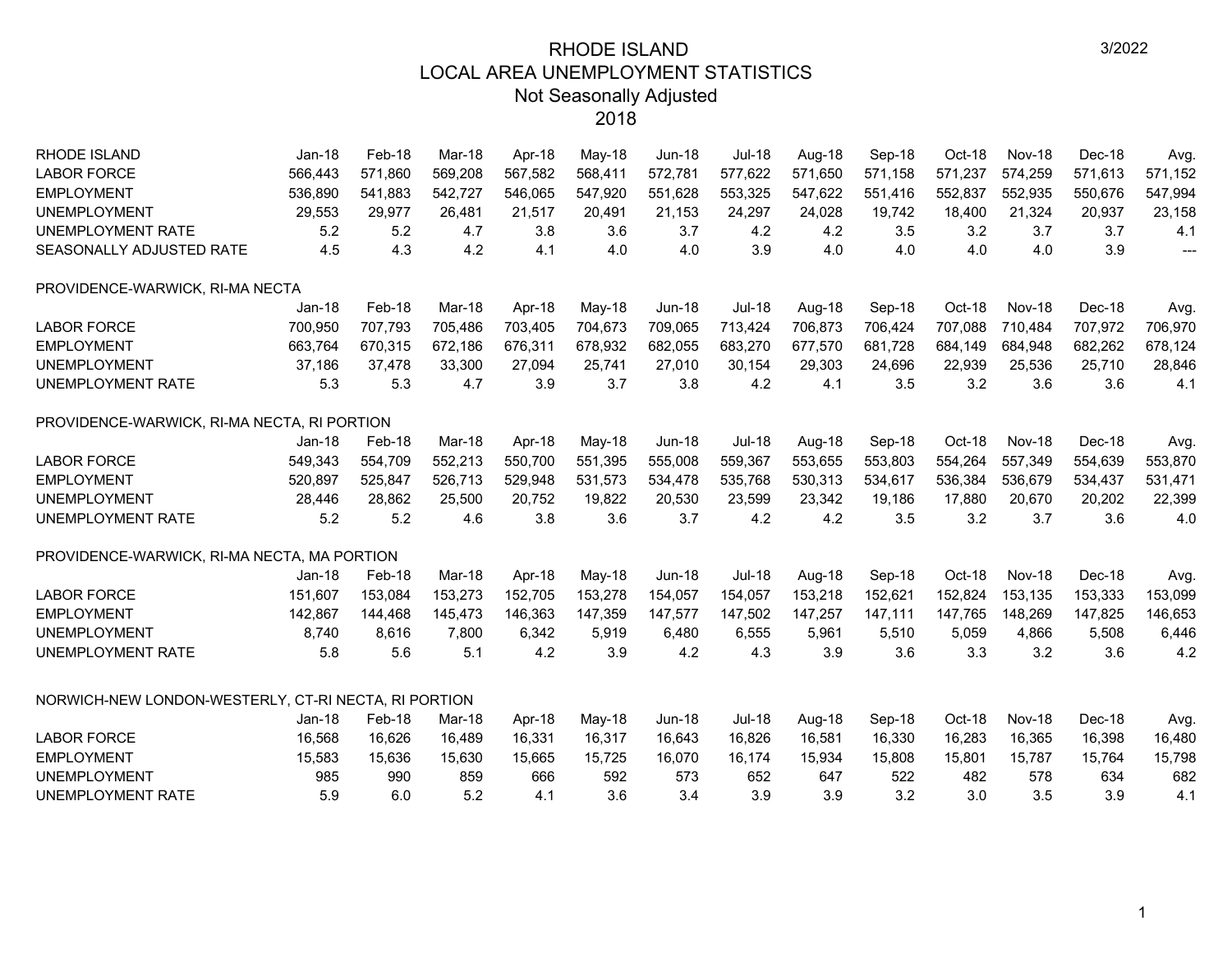# RHODE ISLAND
## LOCAL AREA UNEMPLOYMENT STATISTICS
## Not Seasonally Adjusted
## 2018

3/2022

| RHODE ISLAND | Jan-18 | Feb-18 | Mar-18 | Apr-18 | May-18 | Jun-18 | Jul-18 | Aug-18 | Sep-18 | Oct-18 | Nov-18 | Dec-18 | Avg. |
|---|---|---|---|---|---|---|---|---|---|---|---|---|---|
| LABOR FORCE | 566,443 | 571,860 | 569,208 | 567,582 | 568,411 | 572,781 | 577,622 | 571,650 | 571,158 | 571,237 | 574,259 | 571,613 | 571,152 |
| EMPLOYMENT | 536,890 | 541,883 | 542,727 | 546,065 | 547,920 | 551,628 | 553,325 | 547,622 | 551,416 | 552,837 | 552,935 | 550,676 | 547,994 |
| UNEMPLOYMENT | 29,553 | 29,977 | 26,481 | 21,517 | 20,491 | 21,153 | 24,297 | 24,028 | 19,742 | 18,400 | 21,324 | 20,937 | 23,158 |
| UNEMPLOYMENT RATE | 5.2 | 5.2 | 4.7 | 3.8 | 3.6 | 3.7 | 4.2 | 4.2 | 3.5 | 3.2 | 3.7 | 3.7 | 4.1 |
| SEASONALLY ADJUSTED RATE | 4.5 | 4.3 | 4.2 | 4.1 | 4.0 | 4.0 | 3.9 | 4.0 | 4.0 | 4.0 | 4.0 | 3.9 | --- |

PROVIDENCE-WARWICK, RI-MA NECTA

| | Jan-18 | Feb-18 | Mar-18 | Apr-18 | May-18 | Jun-18 | Jul-18 | Aug-18 | Sep-18 | Oct-18 | Nov-18 | Dec-18 | Avg. |
|---|---|---|---|---|---|---|---|---|---|---|---|---|---|
| LABOR FORCE | 700,950 | 707,793 | 705,486 | 703,405 | 704,673 | 709,065 | 713,424 | 706,873 | 706,424 | 707,088 | 710,484 | 707,972 | 706,970 |
| EMPLOYMENT | 663,764 | 670,315 | 672,186 | 676,311 | 678,932 | 682,055 | 683,270 | 677,570 | 681,728 | 684,149 | 684,948 | 682,262 | 678,124 |
| UNEMPLOYMENT | 37,186 | 37,478 | 33,300 | 27,094 | 25,741 | 27,010 | 30,154 | 29,303 | 24,696 | 22,939 | 25,536 | 25,710 | 28,846 |
| UNEMPLOYMENT RATE | 5.3 | 5.3 | 4.7 | 3.9 | 3.7 | 3.8 | 4.2 | 4.1 | 3.5 | 3.2 | 3.6 | 3.6 | 4.1 |

PROVIDENCE-WARWICK, RI-MA NECTA, RI PORTION

| | Jan-18 | Feb-18 | Mar-18 | Apr-18 | May-18 | Jun-18 | Jul-18 | Aug-18 | Sep-18 | Oct-18 | Nov-18 | Dec-18 | Avg. |
|---|---|---|---|---|---|---|---|---|---|---|---|---|---|
| LABOR FORCE | 549,343 | 554,709 | 552,213 | 550,700 | 551,395 | 555,008 | 559,367 | 553,655 | 553,803 | 554,264 | 557,349 | 554,639 | 553,870 |
| EMPLOYMENT | 520,897 | 525,847 | 526,713 | 529,948 | 531,573 | 534,478 | 535,768 | 530,313 | 534,617 | 536,384 | 536,679 | 534,437 | 531,471 |
| UNEMPLOYMENT | 28,446 | 28,862 | 25,500 | 20,752 | 19,822 | 20,530 | 23,599 | 23,342 | 19,186 | 17,880 | 20,670 | 20,202 | 22,399 |
| UNEMPLOYMENT RATE | 5.2 | 5.2 | 4.6 | 3.8 | 3.6 | 3.7 | 4.2 | 4.2 | 3.5 | 3.2 | 3.7 | 3.6 | 4.0 |

PROVIDENCE-WARWICK, RI-MA NECTA, MA PORTION

| | Jan-18 | Feb-18 | Mar-18 | Apr-18 | May-18 | Jun-18 | Jul-18 | Aug-18 | Sep-18 | Oct-18 | Nov-18 | Dec-18 | Avg. |
|---|---|---|---|---|---|---|---|---|---|---|---|---|---|
| LABOR FORCE | 151,607 | 153,084 | 153,273 | 152,705 | 153,278 | 154,057 | 154,057 | 153,218 | 152,621 | 152,824 | 153,135 | 153,333 | 153,099 |
| EMPLOYMENT | 142,867 | 144,468 | 145,473 | 146,363 | 147,359 | 147,577 | 147,502 | 147,257 | 147,111 | 147,765 | 148,269 | 147,825 | 146,653 |
| UNEMPLOYMENT | 8,740 | 8,616 | 7,800 | 6,342 | 5,919 | 6,480 | 6,555 | 5,961 | 5,510 | 5,059 | 4,866 | 5,508 | 6,446 |
| UNEMPLOYMENT RATE | 5.8 | 5.6 | 5.1 | 4.2 | 3.9 | 4.2 | 4.3 | 3.9 | 3.6 | 3.3 | 3.2 | 3.6 | 4.2 |

NORWICH-NEW LONDON-WESTERLY, CT-RI NECTA, RI PORTION

| | Jan-18 | Feb-18 | Mar-18 | Apr-18 | May-18 | Jun-18 | Jul-18 | Aug-18 | Sep-18 | Oct-18 | Nov-18 | Dec-18 | Avg. |
|---|---|---|---|---|---|---|---|---|---|---|---|---|---|
| LABOR FORCE | 16,568 | 16,626 | 16,489 | 16,331 | 16,317 | 16,643 | 16,826 | 16,581 | 16,330 | 16,283 | 16,365 | 16,398 | 16,480 |
| EMPLOYMENT | 15,583 | 15,636 | 15,630 | 15,665 | 15,725 | 16,070 | 16,174 | 15,934 | 15,808 | 15,801 | 15,787 | 15,764 | 15,798 |
| UNEMPLOYMENT | 985 | 990 | 859 | 666 | 592 | 573 | 652 | 647 | 522 | 482 | 578 | 634 | 682 |
| UNEMPLOYMENT RATE | 5.9 | 6.0 | 5.2 | 4.1 | 3.6 | 3.4 | 3.9 | 3.9 | 3.2 | 3.0 | 3.5 | 3.9 | 4.1 |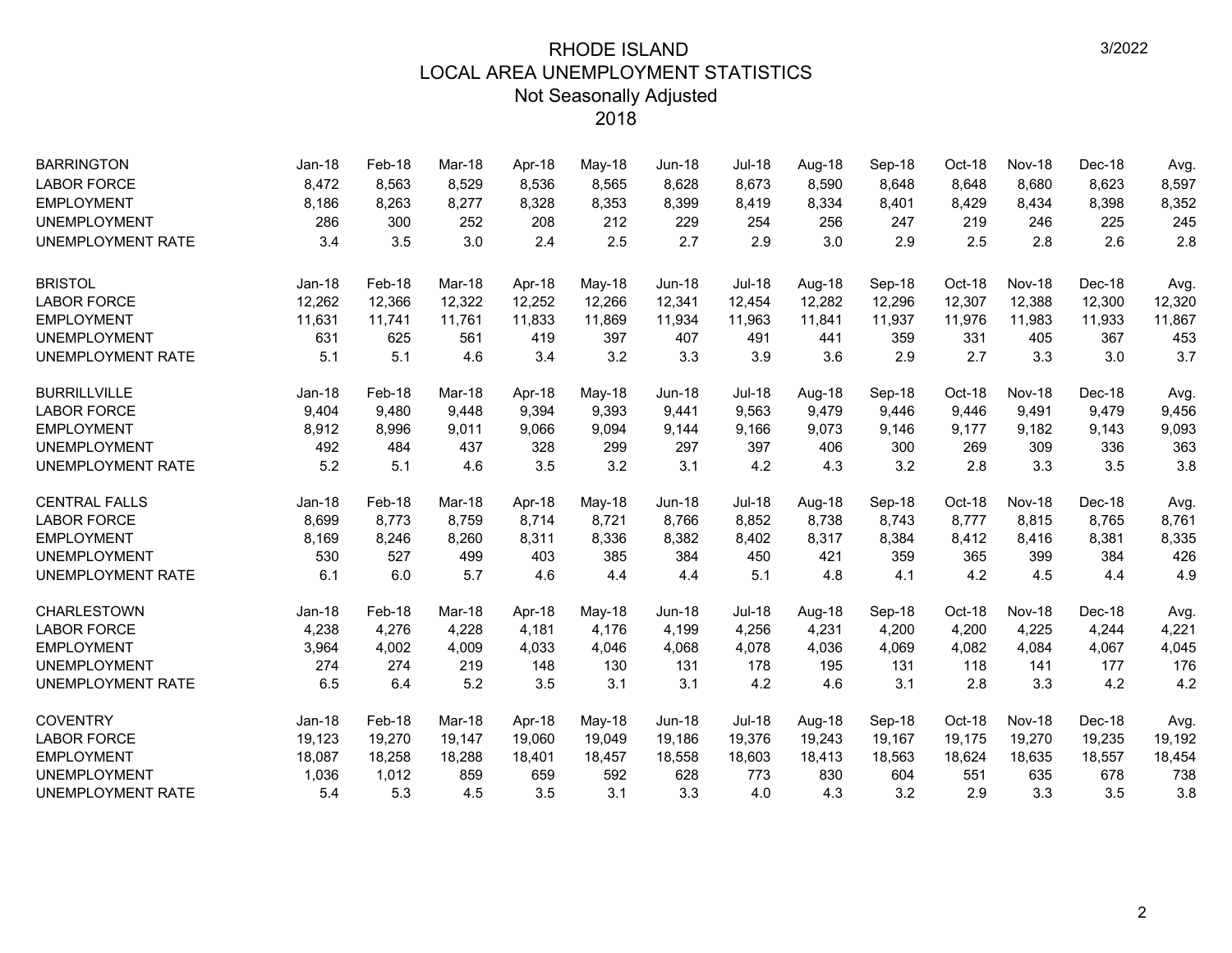# RHODE ISLAND
## LOCAL AREA UNEMPLOYMENT STATISTICS
### Not Seasonally Adjusted
### 2018

3/2022

| BARRINGTON | Jan-18 | Feb-18 | Mar-18 | Apr-18 | May-18 | Jun-18 | Jul-18 | Aug-18 | Sep-18 | Oct-18 | Nov-18 | Dec-18 | Avg. |
|---|---|---|---|---|---|---|---|---|---|---|---|---|---|
| LABOR FORCE | 8,472 | 8,563 | 8,529 | 8,536 | 8,565 | 8,628 | 8,673 | 8,590 | 8,648 | 8,648 | 8,680 | 8,623 | 8,597 |
| EMPLOYMENT | 8,186 | 8,263 | 8,277 | 8,328 | 8,353 | 8,399 | 8,419 | 8,334 | 8,401 | 8,429 | 8,434 | 8,398 | 8,352 |
| UNEMPLOYMENT | 286 | 300 | 252 | 208 | 212 | 229 | 254 | 256 | 247 | 219 | 246 | 225 | 245 |
| UNEMPLOYMENT RATE | 3.4 | 3.5 | 3.0 | 2.4 | 2.5 | 2.7 | 2.9 | 3.0 | 2.9 | 2.5 | 2.8 | 2.6 | 2.8 |

| BRISTOL | Jan-18 | Feb-18 | Mar-18 | Apr-18 | May-18 | Jun-18 | Jul-18 | Aug-18 | Sep-18 | Oct-18 | Nov-18 | Dec-18 | Avg. |
|---|---|---|---|---|---|---|---|---|---|---|---|---|---|
| LABOR FORCE | 12,262 | 12,366 | 12,322 | 12,252 | 12,266 | 12,341 | 12,454 | 12,282 | 12,296 | 12,307 | 12,388 | 12,300 | 12,320 |
| EMPLOYMENT | 11,631 | 11,741 | 11,761 | 11,833 | 11,869 | 11,934 | 11,963 | 11,841 | 11,937 | 11,976 | 11,983 | 11,933 | 11,867 |
| UNEMPLOYMENT | 631 | 625 | 561 | 419 | 397 | 407 | 491 | 441 | 359 | 331 | 405 | 367 | 453 |
| UNEMPLOYMENT RATE | 5.1 | 5.1 | 4.6 | 3.4 | 3.2 | 3.3 | 3.9 | 3.6 | 2.9 | 2.7 | 3.3 | 3.0 | 3.7 |

| BURRILLVILLE | Jan-18 | Feb-18 | Mar-18 | Apr-18 | May-18 | Jun-18 | Jul-18 | Aug-18 | Sep-18 | Oct-18 | Nov-18 | Dec-18 | Avg. |
|---|---|---|---|---|---|---|---|---|---|---|---|---|---|
| LABOR FORCE | 9,404 | 9,480 | 9,448 | 9,394 | 9,393 | 9,441 | 9,563 | 9,479 | 9,446 | 9,446 | 9,491 | 9,479 | 9,456 |
| EMPLOYMENT | 8,912 | 8,996 | 9,011 | 9,066 | 9,094 | 9,144 | 9,166 | 9,073 | 9,146 | 9,177 | 9,182 | 9,143 | 9,093 |
| UNEMPLOYMENT | 492 | 484 | 437 | 328 | 299 | 297 | 397 | 406 | 300 | 269 | 309 | 336 | 363 |
| UNEMPLOYMENT RATE | 5.2 | 5.1 | 4.6 | 3.5 | 3.2 | 3.1 | 4.2 | 4.3 | 3.2 | 2.8 | 3.3 | 3.5 | 3.8 |

| CENTRAL FALLS | Jan-18 | Feb-18 | Mar-18 | Apr-18 | May-18 | Jun-18 | Jul-18 | Aug-18 | Sep-18 | Oct-18 | Nov-18 | Dec-18 | Avg. |
|---|---|---|---|---|---|---|---|---|---|---|---|---|---|
| LABOR FORCE | 8,699 | 8,773 | 8,759 | 8,714 | 8,721 | 8,766 | 8,852 | 8,738 | 8,743 | 8,777 | 8,815 | 8,765 | 8,761 |
| EMPLOYMENT | 8,169 | 8,246 | 8,260 | 8,311 | 8,336 | 8,382 | 8,402 | 8,317 | 8,384 | 8,412 | 8,416 | 8,381 | 8,335 |
| UNEMPLOYMENT | 530 | 527 | 499 | 403 | 385 | 384 | 450 | 421 | 359 | 365 | 399 | 384 | 426 |
| UNEMPLOYMENT RATE | 6.1 | 6.0 | 5.7 | 4.6 | 4.4 | 4.4 | 5.1 | 4.8 | 4.1 | 4.2 | 4.5 | 4.4 | 4.9 |

| CHARLESTOWN | Jan-18 | Feb-18 | Mar-18 | Apr-18 | May-18 | Jun-18 | Jul-18 | Aug-18 | Sep-18 | Oct-18 | Nov-18 | Dec-18 | Avg. |
|---|---|---|---|---|---|---|---|---|---|---|---|---|---|
| LABOR FORCE | 4,238 | 4,276 | 4,228 | 4,181 | 4,176 | 4,199 | 4,256 | 4,231 | 4,200 | 4,200 | 4,225 | 4,244 | 4,221 |
| EMPLOYMENT | 3,964 | 4,002 | 4,009 | 4,033 | 4,046 | 4,068 | 4,078 | 4,036 | 4,069 | 4,082 | 4,084 | 4,067 | 4,045 |
| UNEMPLOYMENT | 274 | 274 | 219 | 148 | 130 | 131 | 178 | 195 | 131 | 118 | 141 | 177 | 176 |
| UNEMPLOYMENT RATE | 6.5 | 6.4 | 5.2 | 3.5 | 3.1 | 3.1 | 4.2 | 4.6 | 3.1 | 2.8 | 3.3 | 4.2 | 4.2 |

| COVENTRY | Jan-18 | Feb-18 | Mar-18 | Apr-18 | May-18 | Jun-18 | Jul-18 | Aug-18 | Sep-18 | Oct-18 | Nov-18 | Dec-18 | Avg. |
|---|---|---|---|---|---|---|---|---|---|---|---|---|---|
| LABOR FORCE | 19,123 | 19,270 | 19,147 | 19,060 | 19,049 | 19,186 | 19,376 | 19,243 | 19,167 | 19,175 | 19,270 | 19,235 | 19,192 |
| EMPLOYMENT | 18,087 | 18,258 | 18,288 | 18,401 | 18,457 | 18,558 | 18,603 | 18,413 | 18,563 | 18,624 | 18,635 | 18,557 | 18,454 |
| UNEMPLOYMENT | 1,036 | 1,012 | 859 | 659 | 592 | 628 | 773 | 830 | 604 | 551 | 635 | 678 | 738 |
| UNEMPLOYMENT RATE | 5.4 | 5.3 | 4.5 | 3.5 | 3.1 | 3.3 | 4.0 | 4.3 | 3.2 | 2.9 | 3.3 | 3.5 | 3.8 |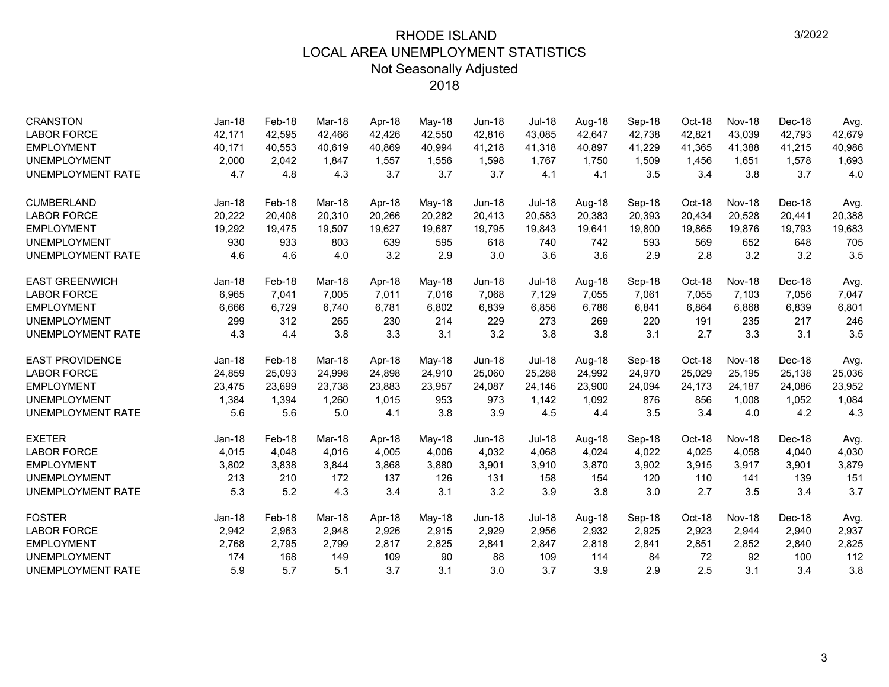# RHODE ISLAND
## LOCAL AREA UNEMPLOYMENT STATISTICS
### Not Seasonally Adjusted
### 2018

3/2022

| CRANSTON | Jan-18 | Feb-18 | Mar-18 | Apr-18 | May-18 | Jun-18 | Jul-18 | Aug-18 | Sep-18 | Oct-18 | Nov-18 | Dec-18 | Avg. |
|---|---|---|---|---|---|---|---|---|---|---|---|---|---|
| LABOR FORCE | 42,171 | 42,595 | 42,466 | 42,426 | 42,550 | 42,816 | 43,085 | 42,647 | 42,738 | 42,821 | 43,039 | 42,793 | 42,679 |
| EMPLOYMENT | 40,171 | 40,553 | 40,619 | 40,869 | 40,994 | 41,218 | 41,318 | 40,897 | 41,229 | 41,365 | 41,388 | 41,215 | 40,986 |
| UNEMPLOYMENT | 2,000 | 2,042 | 1,847 | 1,557 | 1,556 | 1,598 | 1,767 | 1,750 | 1,509 | 1,456 | 1,651 | 1,578 | 1,693 |
| UNEMPLOYMENT RATE | 4.7 | 4.8 | 4.3 | 3.7 | 3.7 | 3.7 | 4.1 | 4.1 | 3.5 | 3.4 | 3.8 | 3.7 | 4.0 |

| CUMBERLAND | Jan-18 | Feb-18 | Mar-18 | Apr-18 | May-18 | Jun-18 | Jul-18 | Aug-18 | Sep-18 | Oct-18 | Nov-18 | Dec-18 | Avg. |
|---|---|---|---|---|---|---|---|---|---|---|---|---|---|
| LABOR FORCE | 20,222 | 20,408 | 20,310 | 20,266 | 20,282 | 20,413 | 20,583 | 20,383 | 20,393 | 20,434 | 20,528 | 20,441 | 20,388 |
| EMPLOYMENT | 19,292 | 19,475 | 19,507 | 19,627 | 19,687 | 19,795 | 19,843 | 19,641 | 19,800 | 19,865 | 19,876 | 19,793 | 19,683 |
| UNEMPLOYMENT | 930 | 933 | 803 | 639 | 595 | 618 | 740 | 742 | 593 | 569 | 652 | 648 | 705 |
| UNEMPLOYMENT RATE | 4.6 | 4.6 | 4.0 | 3.2 | 2.9 | 3.0 | 3.6 | 3.6 | 2.9 | 2.8 | 3.2 | 3.2 | 3.5 |

| EAST GREENWICH | Jan-18 | Feb-18 | Mar-18 | Apr-18 | May-18 | Jun-18 | Jul-18 | Aug-18 | Sep-18 | Oct-18 | Nov-18 | Dec-18 | Avg. |
|---|---|---|---|---|---|---|---|---|---|---|---|---|---|
| LABOR FORCE | 6,965 | 7,041 | 7,005 | 7,011 | 7,016 | 7,068 | 7,129 | 7,055 | 7,061 | 7,055 | 7,103 | 7,056 | 7,047 |
| EMPLOYMENT | 6,666 | 6,729 | 6,740 | 6,781 | 6,802 | 6,839 | 6,856 | 6,786 | 6,841 | 6,864 | 6,868 | 6,839 | 6,801 |
| UNEMPLOYMENT | 299 | 312 | 265 | 230 | 214 | 229 | 273 | 269 | 220 | 191 | 235 | 217 | 246 |
| UNEMPLOYMENT RATE | 4.3 | 4.4 | 3.8 | 3.3 | 3.1 | 3.2 | 3.8 | 3.8 | 3.1 | 2.7 | 3.3 | 3.1 | 3.5 |

| EAST PROVIDENCE | Jan-18 | Feb-18 | Mar-18 | Apr-18 | May-18 | Jun-18 | Jul-18 | Aug-18 | Sep-18 | Oct-18 | Nov-18 | Dec-18 | Avg. |
|---|---|---|---|---|---|---|---|---|---|---|---|---|---|
| LABOR FORCE | 24,859 | 25,093 | 24,998 | 24,898 | 24,910 | 25,060 | 25,288 | 24,992 | 24,970 | 25,029 | 25,195 | 25,138 | 25,036 |
| EMPLOYMENT | 23,475 | 23,699 | 23,738 | 23,883 | 23,957 | 24,087 | 24,146 | 23,900 | 24,094 | 24,173 | 24,187 | 24,086 | 23,952 |
| UNEMPLOYMENT | 1,384 | 1,394 | 1,260 | 1,015 | 953 | 973 | 1,142 | 1,092 | 876 | 856 | 1,008 | 1,052 | 1,084 |
| UNEMPLOYMENT RATE | 5.6 | 5.6 | 5.0 | 4.1 | 3.8 | 3.9 | 4.5 | 4.4 | 3.5 | 3.4 | 4.0 | 4.2 | 4.3 |

| EXETER | Jan-18 | Feb-18 | Mar-18 | Apr-18 | May-18 | Jun-18 | Jul-18 | Aug-18 | Sep-18 | Oct-18 | Nov-18 | Dec-18 | Avg. |
|---|---|---|---|---|---|---|---|---|---|---|---|---|---|
| LABOR FORCE | 4,015 | 4,048 | 4,016 | 4,005 | 4,006 | 4,032 | 4,068 | 4,024 | 4,022 | 4,025 | 4,058 | 4,040 | 4,030 |
| EMPLOYMENT | 3,802 | 3,838 | 3,844 | 3,868 | 3,880 | 3,901 | 3,910 | 3,870 | 3,902 | 3,915 | 3,917 | 3,901 | 3,879 |
| UNEMPLOYMENT | 213 | 210 | 172 | 137 | 126 | 131 | 158 | 154 | 120 | 110 | 141 | 139 | 151 |
| UNEMPLOYMENT RATE | 5.3 | 5.2 | 4.3 | 3.4 | 3.1 | 3.2 | 3.9 | 3.8 | 3.0 | 2.7 | 3.5 | 3.4 | 3.7 |

| FOSTER | Jan-18 | Feb-18 | Mar-18 | Apr-18 | May-18 | Jun-18 | Jul-18 | Aug-18 | Sep-18 | Oct-18 | Nov-18 | Dec-18 | Avg. |
|---|---|---|---|---|---|---|---|---|---|---|---|---|---|
| LABOR FORCE | 2,942 | 2,963 | 2,948 | 2,926 | 2,915 | 2,929 | 2,956 | 2,932 | 2,925 | 2,923 | 2,944 | 2,940 | 2,937 |
| EMPLOYMENT | 2,768 | 2,795 | 2,799 | 2,817 | 2,825 | 2,841 | 2,847 | 2,818 | 2,841 | 2,851 | 2,852 | 2,840 | 2,825 |
| UNEMPLOYMENT | 174 | 168 | 149 | 109 | 90 | 88 | 109 | 114 | 84 | 72 | 92 | 100 | 112 |
| UNEMPLOYMENT RATE | 5.9 | 5.7 | 5.1 | 3.7 | 3.1 | 3.0 | 3.7 | 3.9 | 2.9 | 2.5 | 3.1 | 3.4 | 3.8 |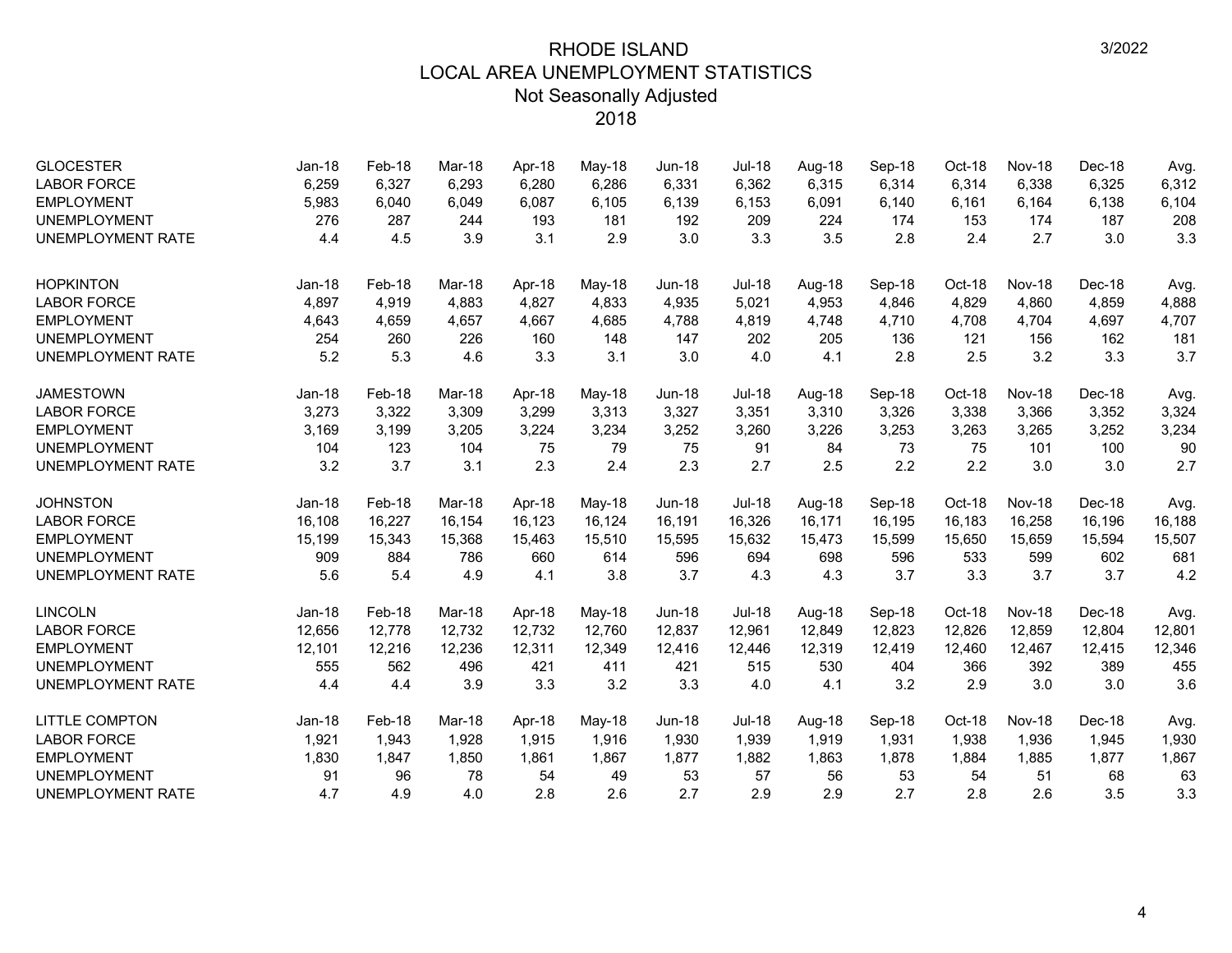# RHODE ISLAND
## LOCAL AREA UNEMPLOYMENT STATISTICS
### Not Seasonally Adjusted
### 2018

3/2022

| GLOCESTER | Jan-18 | Feb-18 | Mar-18 | Apr-18 | May-18 | Jun-18 | Jul-18 | Aug-18 | Sep-18 | Oct-18 | Nov-18 | Dec-18 | Avg. |
|---|---|---|---|---|---|---|---|---|---|---|---|---|---|
| LABOR FORCE | 6,259 | 6,327 | 6,293 | 6,280 | 6,286 | 6,331 | 6,362 | 6,315 | 6,314 | 6,314 | 6,338 | 6,325 | 6,312 |
| EMPLOYMENT | 5,983 | 6,040 | 6,049 | 6,087 | 6,105 | 6,139 | 6,153 | 6,091 | 6,140 | 6,161 | 6,164 | 6,138 | 6,104 |
| UNEMPLOYMENT | 276 | 287 | 244 | 193 | 181 | 192 | 209 | 224 | 174 | 153 | 174 | 187 | 208 |
| UNEMPLOYMENT RATE | 4.4 | 4.5 | 3.9 | 3.1 | 2.9 | 3.0 | 3.3 | 3.5 | 2.8 | 2.4 | 2.7 | 3.0 | 3.3 |

| HOPKINTON | Jan-18 | Feb-18 | Mar-18 | Apr-18 | May-18 | Jun-18 | Jul-18 | Aug-18 | Sep-18 | Oct-18 | Nov-18 | Dec-18 | Avg. |
|---|---|---|---|---|---|---|---|---|---|---|---|---|---|
| LABOR FORCE | 4,897 | 4,919 | 4,883 | 4,827 | 4,833 | 4,935 | 5,021 | 4,953 | 4,846 | 4,829 | 4,860 | 4,859 | 4,888 |
| EMPLOYMENT | 4,643 | 4,659 | 4,657 | 4,667 | 4,685 | 4,788 | 4,819 | 4,748 | 4,710 | 4,708 | 4,704 | 4,697 | 4,707 |
| UNEMPLOYMENT | 254 | 260 | 226 | 160 | 148 | 147 | 202 | 205 | 136 | 121 | 156 | 162 | 181 |
| UNEMPLOYMENT RATE | 5.2 | 5.3 | 4.6 | 3.3 | 3.1 | 3.0 | 4.0 | 4.1 | 2.8 | 2.5 | 3.2 | 3.3 | 3.7 |

| JAMESTOWN | Jan-18 | Feb-18 | Mar-18 | Apr-18 | May-18 | Jun-18 | Jul-18 | Aug-18 | Sep-18 | Oct-18 | Nov-18 | Dec-18 | Avg. |
|---|---|---|---|---|---|---|---|---|---|---|---|---|---|
| LABOR FORCE | 3,273 | 3,322 | 3,309 | 3,299 | 3,313 | 3,327 | 3,351 | 3,310 | 3,326 | 3,338 | 3,366 | 3,352 | 3,324 |
| EMPLOYMENT | 3,169 | 3,199 | 3,205 | 3,224 | 3,234 | 3,252 | 3,260 | 3,226 | 3,253 | 3,263 | 3,265 | 3,252 | 3,234 |
| UNEMPLOYMENT | 104 | 123 | 104 | 75 | 79 | 75 | 91 | 84 | 73 | 75 | 101 | 100 | 90 |
| UNEMPLOYMENT RATE | 3.2 | 3.7 | 3.1 | 2.3 | 2.4 | 2.3 | 2.7 | 2.5 | 2.2 | 2.2 | 3.0 | 3.0 | 2.7 |

| JOHNSTON | Jan-18 | Feb-18 | Mar-18 | Apr-18 | May-18 | Jun-18 | Jul-18 | Aug-18 | Sep-18 | Oct-18 | Nov-18 | Dec-18 | Avg. |
|---|---|---|---|---|---|---|---|---|---|---|---|---|---|
| LABOR FORCE | 16,108 | 16,227 | 16,154 | 16,123 | 16,124 | 16,191 | 16,326 | 16,171 | 16,195 | 16,183 | 16,258 | 16,196 | 16,188 |
| EMPLOYMENT | 15,199 | 15,343 | 15,368 | 15,463 | 15,510 | 15,595 | 15,632 | 15,473 | 15,599 | 15,650 | 15,659 | 15,594 | 15,507 |
| UNEMPLOYMENT | 909 | 884 | 786 | 660 | 614 | 596 | 694 | 698 | 596 | 533 | 599 | 602 | 681 |
| UNEMPLOYMENT RATE | 5.6 | 5.4 | 4.9 | 4.1 | 3.8 | 3.7 | 4.3 | 4.3 | 3.7 | 3.3 | 3.7 | 3.7 | 4.2 |

| LINCOLN | Jan-18 | Feb-18 | Mar-18 | Apr-18 | May-18 | Jun-18 | Jul-18 | Aug-18 | Sep-18 | Oct-18 | Nov-18 | Dec-18 | Avg. |
|---|---|---|---|---|---|---|---|---|---|---|---|---|---|
| LABOR FORCE | 12,656 | 12,778 | 12,732 | 12,732 | 12,760 | 12,837 | 12,961 | 12,849 | 12,823 | 12,826 | 12,859 | 12,804 | 12,801 |
| EMPLOYMENT | 12,101 | 12,216 | 12,236 | 12,311 | 12,349 | 12,416 | 12,446 | 12,319 | 12,419 | 12,460 | 12,467 | 12,415 | 12,346 |
| UNEMPLOYMENT | 555 | 562 | 496 | 421 | 411 | 421 | 515 | 530 | 404 | 366 | 392 | 389 | 455 |
| UNEMPLOYMENT RATE | 4.4 | 4.4 | 3.9 | 3.3 | 3.2 | 3.3 | 4.0 | 4.1 | 3.2 | 2.9 | 3.0 | 3.0 | 3.6 |

| LITTLE COMPTON | Jan-18 | Feb-18 | Mar-18 | Apr-18 | May-18 | Jun-18 | Jul-18 | Aug-18 | Sep-18 | Oct-18 | Nov-18 | Dec-18 | Avg. |
|---|---|---|---|---|---|---|---|---|---|---|---|---|---|
| LABOR FORCE | 1,921 | 1,943 | 1,928 | 1,915 | 1,916 | 1,930 | 1,939 | 1,919 | 1,931 | 1,938 | 1,936 | 1,945 | 1,930 |
| EMPLOYMENT | 1,830 | 1,847 | 1,850 | 1,861 | 1,867 | 1,877 | 1,882 | 1,863 | 1,878 | 1,884 | 1,885 | 1,877 | 1,867 |
| UNEMPLOYMENT | 91 | 96 | 78 | 54 | 49 | 53 | 57 | 56 | 53 | 54 | 51 | 68 | 63 |
| UNEMPLOYMENT RATE | 4.7 | 4.9 | 4.0 | 2.8 | 2.6 | 2.7 | 2.9 | 2.9 | 2.7 | 2.8 | 2.6 | 3.5 | 3.3 |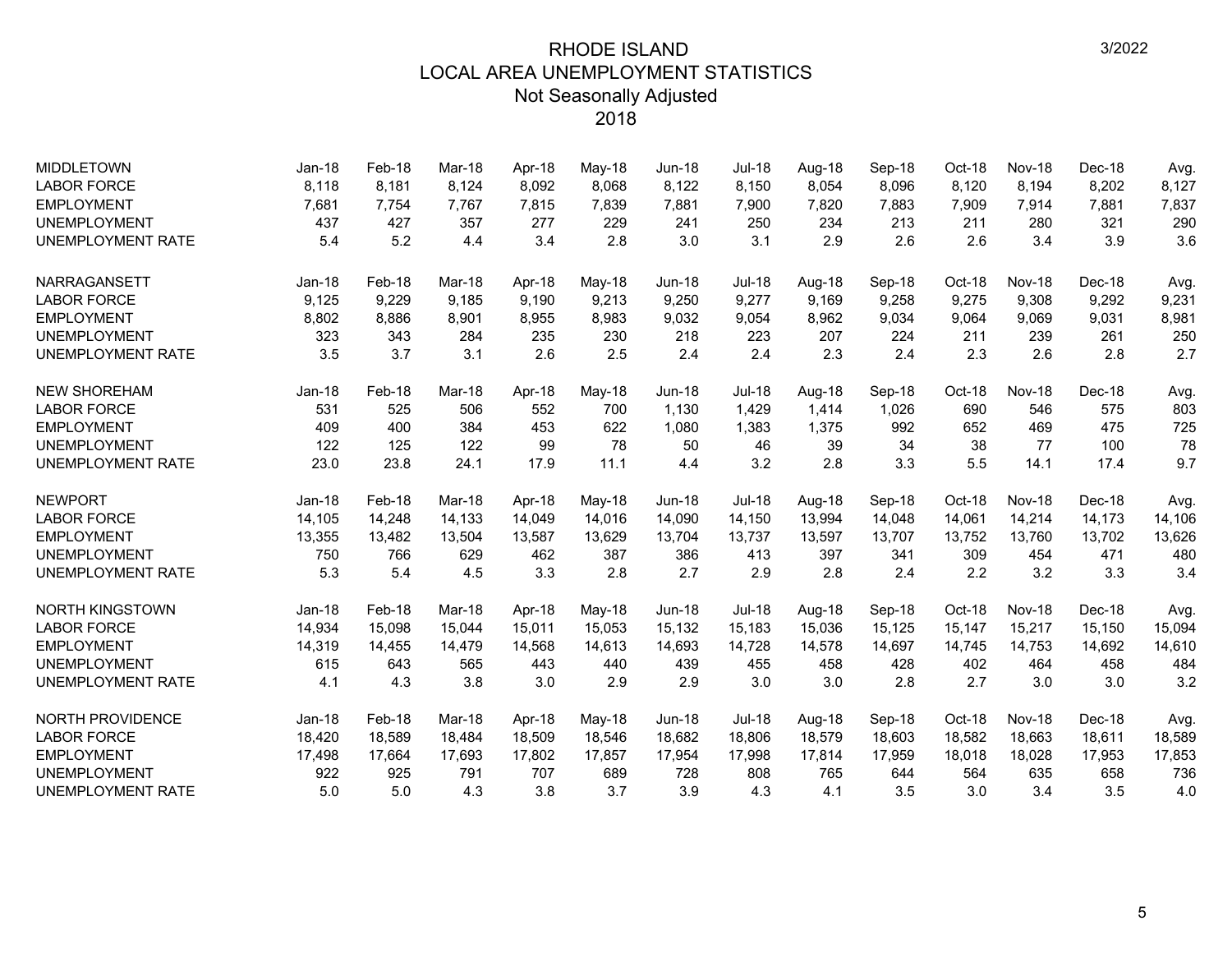# RHODE ISLAND
## LOCAL AREA UNEMPLOYMENT STATISTICS
### Not Seasonally Adjusted
### 2018

3/2022

| MIDDLETOWN | Jan-18 | Feb-18 | Mar-18 | Apr-18 | May-18 | Jun-18 | Jul-18 | Aug-18 | Sep-18 | Oct-18 | Nov-18 | Dec-18 | Avg. |
|---|---|---|---|---|---|---|---|---|---|---|---|---|---|
| LABOR FORCE | 8,118 | 8,181 | 8,124 | 8,092 | 8,068 | 8,122 | 8,150 | 8,054 | 8,096 | 8,120 | 8,194 | 8,202 | 8,127 |
| EMPLOYMENT | 7,681 | 7,754 | 7,767 | 7,815 | 7,839 | 7,881 | 7,900 | 7,820 | 7,883 | 7,909 | 7,914 | 7,881 | 7,837 |
| UNEMPLOYMENT | 437 | 427 | 357 | 277 | 229 | 241 | 250 | 234 | 213 | 211 | 280 | 321 | 290 |
| UNEMPLOYMENT RATE | 5.4 | 5.2 | 4.4 | 3.4 | 2.8 | 3.0 | 3.1 | 2.9 | 2.6 | 2.6 | 3.4 | 3.9 | 3.6 |

| NARRAGANSETT | Jan-18 | Feb-18 | Mar-18 | Apr-18 | May-18 | Jun-18 | Jul-18 | Aug-18 | Sep-18 | Oct-18 | Nov-18 | Dec-18 | Avg. |
|---|---|---|---|---|---|---|---|---|---|---|---|---|---|
| LABOR FORCE | 9,125 | 9,229 | 9,185 | 9,190 | 9,213 | 9,250 | 9,277 | 9,169 | 9,258 | 9,275 | 9,308 | 9,292 | 9,231 |
| EMPLOYMENT | 8,802 | 8,886 | 8,901 | 8,955 | 8,983 | 9,032 | 9,054 | 8,962 | 9,034 | 9,064 | 9,069 | 9,031 | 8,981 |
| UNEMPLOYMENT | 323 | 343 | 284 | 235 | 230 | 218 | 223 | 207 | 224 | 211 | 239 | 261 | 250 |
| UNEMPLOYMENT RATE | 3.5 | 3.7 | 3.1 | 2.6 | 2.5 | 2.4 | 2.4 | 2.3 | 2.4 | 2.3 | 2.6 | 2.8 | 2.7 |

| NEW SHOREHAM | Jan-18 | Feb-18 | Mar-18 | Apr-18 | May-18 | Jun-18 | Jul-18 | Aug-18 | Sep-18 | Oct-18 | Nov-18 | Dec-18 | Avg. |
|---|---|---|---|---|---|---|---|---|---|---|---|---|---|
| LABOR FORCE | 531 | 525 | 506 | 552 | 700 | 1,130 | 1,429 | 1,414 | 1,026 | 690 | 546 | 575 | 803 |
| EMPLOYMENT | 409 | 400 | 384 | 453 | 622 | 1,080 | 1,383 | 1,375 | 992 | 652 | 469 | 475 | 725 |
| UNEMPLOYMENT | 122 | 125 | 122 | 99 | 78 | 50 | 46 | 39 | 34 | 38 | 77 | 100 | 78 |
| UNEMPLOYMENT RATE | 23.0 | 23.8 | 24.1 | 17.9 | 11.1 | 4.4 | 3.2 | 2.8 | 3.3 | 5.5 | 14.1 | 17.4 | 9.7 |

| NEWPORT | Jan-18 | Feb-18 | Mar-18 | Apr-18 | May-18 | Jun-18 | Jul-18 | Aug-18 | Sep-18 | Oct-18 | Nov-18 | Dec-18 | Avg. |
|---|---|---|---|---|---|---|---|---|---|---|---|---|---|
| LABOR FORCE | 14,105 | 14,248 | 14,133 | 14,049 | 14,016 | 14,090 | 14,150 | 13,994 | 14,048 | 14,061 | 14,214 | 14,173 | 14,106 |
| EMPLOYMENT | 13,355 | 13,482 | 13,504 | 13,587 | 13,629 | 13,704 | 13,737 | 13,597 | 13,707 | 13,752 | 13,760 | 13,702 | 13,626 |
| UNEMPLOYMENT | 750 | 766 | 629 | 462 | 387 | 386 | 413 | 397 | 341 | 309 | 454 | 471 | 480 |
| UNEMPLOYMENT RATE | 5.3 | 5.4 | 4.5 | 3.3 | 2.8 | 2.7 | 2.9 | 2.8 | 2.4 | 2.2 | 3.2 | 3.3 | 3.4 |

| NORTH KINGSTOWN | Jan-18 | Feb-18 | Mar-18 | Apr-18 | May-18 | Jun-18 | Jul-18 | Aug-18 | Sep-18 | Oct-18 | Nov-18 | Dec-18 | Avg. |
|---|---|---|---|---|---|---|---|---|---|---|---|---|---|
| LABOR FORCE | 14,934 | 15,098 | 15,044 | 15,011 | 15,053 | 15,132 | 15,183 | 15,036 | 15,125 | 15,147 | 15,217 | 15,150 | 15,094 |
| EMPLOYMENT | 14,319 | 14,455 | 14,479 | 14,568 | 14,613 | 14,693 | 14,728 | 14,578 | 14,697 | 14,745 | 14,753 | 14,692 | 14,610 |
| UNEMPLOYMENT | 615 | 643 | 565 | 443 | 440 | 439 | 455 | 458 | 428 | 402 | 464 | 458 | 484 |
| UNEMPLOYMENT RATE | 4.1 | 4.3 | 3.8 | 3.0 | 2.9 | 2.9 | 3.0 | 3.0 | 2.8 | 2.7 | 3.0 | 3.0 | 3.2 |

| NORTH PROVIDENCE | Jan-18 | Feb-18 | Mar-18 | Apr-18 | May-18 | Jun-18 | Jul-18 | Aug-18 | Sep-18 | Oct-18 | Nov-18 | Dec-18 | Avg. |
|---|---|---|---|---|---|---|---|---|---|---|---|---|---|
| LABOR FORCE | 18,420 | 18,589 | 18,484 | 18,509 | 18,546 | 18,682 | 18,806 | 18,579 | 18,603 | 18,582 | 18,663 | 18,611 | 18,589 |
| EMPLOYMENT | 17,498 | 17,664 | 17,693 | 17,802 | 17,857 | 17,954 | 17,998 | 17,814 | 17,959 | 18,018 | 18,028 | 17,953 | 17,853 |
| UNEMPLOYMENT | 922 | 925 | 791 | 707 | 689 | 728 | 808 | 765 | 644 | 564 | 635 | 658 | 736 |
| UNEMPLOYMENT RATE | 5.0 | 5.0 | 4.3 | 3.8 | 3.7 | 3.9 | 4.3 | 4.1 | 3.5 | 3.0 | 3.4 | 3.5 | 4.0 |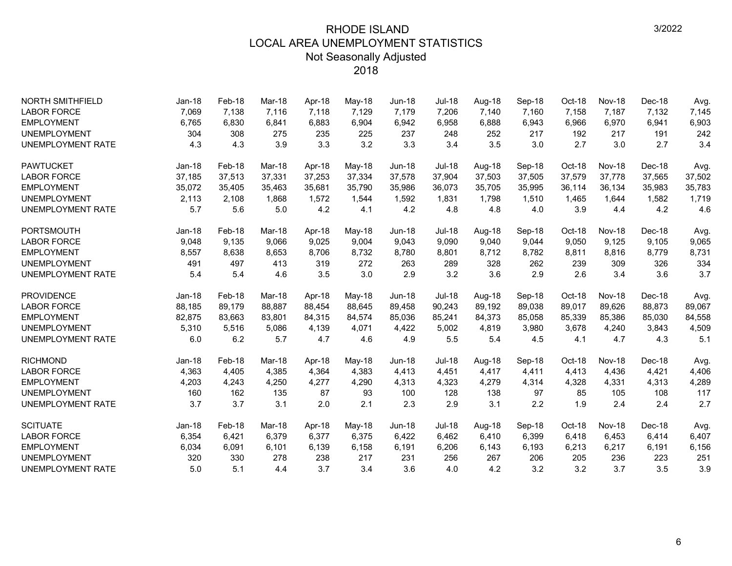# RHODE ISLAND
## LOCAL AREA UNEMPLOYMENT STATISTICS
### Not Seasonally Adjusted
### 2018

3/2022

| NORTH SMITHFIELD | Jan-18 | Feb-18 | Mar-18 | Apr-18 | May-18 | Jun-18 | Jul-18 | Aug-18 | Sep-18 | Oct-18 | Nov-18 | Dec-18 | Avg. |
|---|---|---|---|---|---|---|---|---|---|---|---|---|---|
| LABOR FORCE | 7,069 | 7,138 | 7,116 | 7,118 | 7,129 | 7,179 | 7,206 | 7,140 | 7,160 | 7,158 | 7,187 | 7,132 | 7,145 |
| EMPLOYMENT | 6,765 | 6,830 | 6,841 | 6,883 | 6,904 | 6,942 | 6,958 | 6,888 | 6,943 | 6,966 | 6,970 | 6,941 | 6,903 |
| UNEMPLOYMENT | 304 | 308 | 275 | 235 | 225 | 237 | 248 | 252 | 217 | 192 | 217 | 191 | 242 |
| UNEMPLOYMENT RATE | 4.3 | 4.3 | 3.9 | 3.3 | 3.2 | 3.3 | 3.4 | 3.5 | 3.0 | 2.7 | 3.0 | 2.7 | 3.4 |

| PAWTUCKET | Jan-18 | Feb-18 | Mar-18 | Apr-18 | May-18 | Jun-18 | Jul-18 | Aug-18 | Sep-18 | Oct-18 | Nov-18 | Dec-18 | Avg. |
|---|---|---|---|---|---|---|---|---|---|---|---|---|---|
| LABOR FORCE | 37,185 | 37,513 | 37,331 | 37,253 | 37,334 | 37,578 | 37,904 | 37,503 | 37,505 | 37,579 | 37,778 | 37,565 | 37,502 |
| EMPLOYMENT | 35,072 | 35,405 | 35,463 | 35,681 | 35,790 | 35,986 | 36,073 | 35,705 | 35,995 | 36,114 | 36,134 | 35,983 | 35,783 |
| UNEMPLOYMENT | 2,113 | 2,108 | 1,868 | 1,572 | 1,544 | 1,592 | 1,831 | 1,798 | 1,510 | 1,465 | 1,644 | 1,582 | 1,719 |
| UNEMPLOYMENT RATE | 5.7 | 5.6 | 5.0 | 4.2 | 4.1 | 4.2 | 4.8 | 4.8 | 4.0 | 3.9 | 4.4 | 4.2 | 4.6 |

| PORTSMOUTH | Jan-18 | Feb-18 | Mar-18 | Apr-18 | May-18 | Jun-18 | Jul-18 | Aug-18 | Sep-18 | Oct-18 | Nov-18 | Dec-18 | Avg. |
|---|---|---|---|---|---|---|---|---|---|---|---|---|---|
| LABOR FORCE | 9,048 | 9,135 | 9,066 | 9,025 | 9,004 | 9,043 | 9,090 | 9,040 | 9,044 | 9,050 | 9,125 | 9,105 | 9,065 |
| EMPLOYMENT | 8,557 | 8,638 | 8,653 | 8,706 | 8,732 | 8,780 | 8,801 | 8,712 | 8,782 | 8,811 | 8,816 | 8,779 | 8,731 |
| UNEMPLOYMENT | 491 | 497 | 413 | 319 | 272 | 263 | 289 | 328 | 262 | 239 | 309 | 326 | 334 |
| UNEMPLOYMENT RATE | 5.4 | 5.4 | 4.6 | 3.5 | 3.0 | 2.9 | 3.2 | 3.6 | 2.9 | 2.6 | 3.4 | 3.6 | 3.7 |

| PROVIDENCE | Jan-18 | Feb-18 | Mar-18 | Apr-18 | May-18 | Jun-18 | Jul-18 | Aug-18 | Sep-18 | Oct-18 | Nov-18 | Dec-18 | Avg. |
|---|---|---|---|---|---|---|---|---|---|---|---|---|---|
| LABOR FORCE | 88,185 | 89,179 | 88,887 | 88,454 | 88,645 | 89,458 | 90,243 | 89,192 | 89,038 | 89,017 | 89,626 | 88,873 | 89,067 |
| EMPLOYMENT | 82,875 | 83,663 | 83,801 | 84,315 | 84,574 | 85,036 | 85,241 | 84,373 | 85,058 | 85,339 | 85,386 | 85,030 | 84,558 |
| UNEMPLOYMENT | 5,310 | 5,516 | 5,086 | 4,139 | 4,071 | 4,422 | 5,002 | 4,819 | 3,980 | 3,678 | 4,240 | 3,843 | 4,509 |
| UNEMPLOYMENT RATE | 6.0 | 6.2 | 5.7 | 4.7 | 4.6 | 4.9 | 5.5 | 5.4 | 4.5 | 4.1 | 4.7 | 4.3 | 5.1 |

| RICHMOND | Jan-18 | Feb-18 | Mar-18 | Apr-18 | May-18 | Jun-18 | Jul-18 | Aug-18 | Sep-18 | Oct-18 | Nov-18 | Dec-18 | Avg. |
|---|---|---|---|---|---|---|---|---|---|---|---|---|---|
| LABOR FORCE | 4,363 | 4,405 | 4,385 | 4,364 | 4,383 | 4,413 | 4,451 | 4,417 | 4,411 | 4,413 | 4,436 | 4,421 | 4,406 |
| EMPLOYMENT | 4,203 | 4,243 | 4,250 | 4,277 | 4,290 | 4,313 | 4,323 | 4,279 | 4,314 | 4,328 | 4,331 | 4,313 | 4,289 |
| UNEMPLOYMENT | 160 | 162 | 135 | 87 | 93 | 100 | 128 | 138 | 97 | 85 | 105 | 108 | 117 |
| UNEMPLOYMENT RATE | 3.7 | 3.7 | 3.1 | 2.0 | 2.1 | 2.3 | 2.9 | 3.1 | 2.2 | 1.9 | 2.4 | 2.4 | 2.7 |

| SCITUATE | Jan-18 | Feb-18 | Mar-18 | Apr-18 | May-18 | Jun-18 | Jul-18 | Aug-18 | Sep-18 | Oct-18 | Nov-18 | Dec-18 | Avg. |
|---|---|---|---|---|---|---|---|---|---|---|---|---|---|
| LABOR FORCE | 6,354 | 6,421 | 6,379 | 6,377 | 6,375 | 6,422 | 6,462 | 6,410 | 6,399 | 6,418 | 6,453 | 6,414 | 6,407 |
| EMPLOYMENT | 6,034 | 6,091 | 6,101 | 6,139 | 6,158 | 6,191 | 6,206 | 6,143 | 6,193 | 6,213 | 6,217 | 6,191 | 6,156 |
| UNEMPLOYMENT | 320 | 330 | 278 | 238 | 217 | 231 | 256 | 267 | 206 | 205 | 236 | 223 | 251 |
| UNEMPLOYMENT RATE | 5.0 | 5.1 | 4.4 | 3.7 | 3.4 | 3.6 | 4.0 | 4.2 | 3.2 | 3.2 | 3.7 | 3.5 | 3.9 |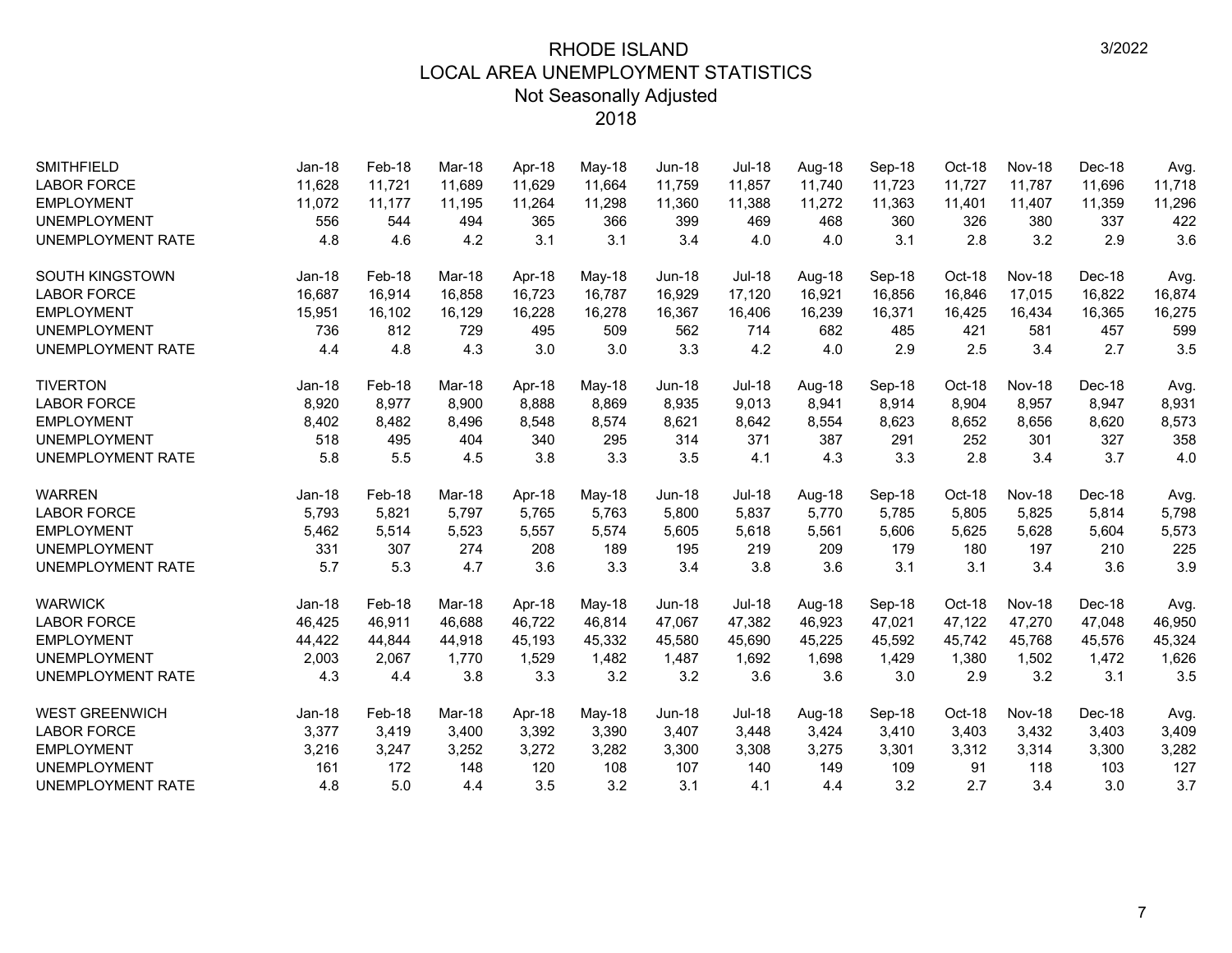# RHODE ISLAND
## LOCAL AREA UNEMPLOYMENT STATISTICS
### Not Seasonally Adjusted
### 2018

3/2022

| SMITHFIELD | Jan-18 | Feb-18 | Mar-18 | Apr-18 | May-18 | Jun-18 | Jul-18 | Aug-18 | Sep-18 | Oct-18 | Nov-18 | Dec-18 | Avg. |
|---|---|---|---|---|---|---|---|---|---|---|---|---|---|
| LABOR FORCE | 11,628 | 11,721 | 11,689 | 11,629 | 11,664 | 11,759 | 11,857 | 11,740 | 11,723 | 11,727 | 11,787 | 11,696 | 11,718 |
| EMPLOYMENT | 11,072 | 11,177 | 11,195 | 11,264 | 11,298 | 11,360 | 11,388 | 11,272 | 11,363 | 11,401 | 11,407 | 11,359 | 11,296 |
| UNEMPLOYMENT | 556 | 544 | 494 | 365 | 366 | 399 | 469 | 468 | 360 | 326 | 380 | 337 | 422 |
| UNEMPLOYMENT RATE | 4.8 | 4.6 | 4.2 | 3.1 | 3.1 | 3.4 | 4.0 | 4.0 | 3.1 | 2.8 | 3.2 | 2.9 | 3.6 |

| SOUTH KINGSTOWN | Jan-18 | Feb-18 | Mar-18 | Apr-18 | May-18 | Jun-18 | Jul-18 | Aug-18 | Sep-18 | Oct-18 | Nov-18 | Dec-18 | Avg. |
|---|---|---|---|---|---|---|---|---|---|---|---|---|---|
| LABOR FORCE | 16,687 | 16,914 | 16,858 | 16,723 | 16,787 | 16,929 | 17,120 | 16,921 | 16,856 | 16,846 | 17,015 | 16,822 | 16,874 |
| EMPLOYMENT | 15,951 | 16,102 | 16,129 | 16,228 | 16,278 | 16,367 | 16,406 | 16,239 | 16,371 | 16,425 | 16,434 | 16,365 | 16,275 |
| UNEMPLOYMENT | 736 | 812 | 729 | 495 | 509 | 562 | 714 | 682 | 485 | 421 | 581 | 457 | 599 |
| UNEMPLOYMENT RATE | 4.4 | 4.8 | 4.3 | 3.0 | 3.0 | 3.3 | 4.2 | 4.0 | 2.9 | 2.5 | 3.4 | 2.7 | 3.5 |

| TIVERTON | Jan-18 | Feb-18 | Mar-18 | Apr-18 | May-18 | Jun-18 | Jul-18 | Aug-18 | Sep-18 | Oct-18 | Nov-18 | Dec-18 | Avg. |
|---|---|---|---|---|---|---|---|---|---|---|---|---|---|
| LABOR FORCE | 8,920 | 8,977 | 8,900 | 8,888 | 8,869 | 8,935 | 9,013 | 8,941 | 8,914 | 8,904 | 8,957 | 8,947 | 8,931 |
| EMPLOYMENT | 8,402 | 8,482 | 8,496 | 8,548 | 8,574 | 8,621 | 8,642 | 8,554 | 8,623 | 8,652 | 8,656 | 8,620 | 8,573 |
| UNEMPLOYMENT | 518 | 495 | 404 | 340 | 295 | 314 | 371 | 387 | 291 | 252 | 301 | 327 | 358 |
| UNEMPLOYMENT RATE | 5.8 | 5.5 | 4.5 | 3.8 | 3.3 | 3.5 | 4.1 | 4.3 | 3.3 | 2.8 | 3.4 | 3.7 | 4.0 |

| WARREN | Jan-18 | Feb-18 | Mar-18 | Apr-18 | May-18 | Jun-18 | Jul-18 | Aug-18 | Sep-18 | Oct-18 | Nov-18 | Dec-18 | Avg. |
|---|---|---|---|---|---|---|---|---|---|---|---|---|---|
| LABOR FORCE | 5,793 | 5,821 | 5,797 | 5,765 | 5,763 | 5,800 | 5,837 | 5,770 | 5,785 | 5,805 | 5,825 | 5,814 | 5,798 |
| EMPLOYMENT | 5,462 | 5,514 | 5,523 | 5,557 | 5,574 | 5,605 | 5,618 | 5,561 | 5,606 | 5,625 | 5,628 | 5,604 | 5,573 |
| UNEMPLOYMENT | 331 | 307 | 274 | 208 | 189 | 195 | 219 | 209 | 179 | 180 | 197 | 210 | 225 |
| UNEMPLOYMENT RATE | 5.7 | 5.3 | 4.7 | 3.6 | 3.3 | 3.4 | 3.8 | 3.6 | 3.1 | 3.1 | 3.4 | 3.6 | 3.9 |

| WARWICK | Jan-18 | Feb-18 | Mar-18 | Apr-18 | May-18 | Jun-18 | Jul-18 | Aug-18 | Sep-18 | Oct-18 | Nov-18 | Dec-18 | Avg. |
|---|---|---|---|---|---|---|---|---|---|---|---|---|---|
| LABOR FORCE | 46,425 | 46,911 | 46,688 | 46,722 | 46,814 | 47,067 | 47,382 | 46,923 | 47,021 | 47,122 | 47,270 | 47,048 | 46,950 |
| EMPLOYMENT | 44,422 | 44,844 | 44,918 | 45,193 | 45,332 | 45,580 | 45,690 | 45,225 | 45,592 | 45,742 | 45,768 | 45,576 | 45,324 |
| UNEMPLOYMENT | 2,003 | 2,067 | 1,770 | 1,529 | 1,482 | 1,487 | 1,692 | 1,698 | 1,429 | 1,380 | 1,502 | 1,472 | 1,626 |
| UNEMPLOYMENT RATE | 4.3 | 4.4 | 3.8 | 3.3 | 3.2 | 3.2 | 3.6 | 3.6 | 3.0 | 2.9 | 3.2 | 3.1 | 3.5 |

| WEST GREENWICH | Jan-18 | Feb-18 | Mar-18 | Apr-18 | May-18 | Jun-18 | Jul-18 | Aug-18 | Sep-18 | Oct-18 | Nov-18 | Dec-18 | Avg. |
|---|---|---|---|---|---|---|---|---|---|---|---|---|---|
| LABOR FORCE | 3,377 | 3,419 | 3,400 | 3,392 | 3,390 | 3,407 | 3,448 | 3,424 | 3,410 | 3,403 | 3,432 | 3,403 | 3,409 |
| EMPLOYMENT | 3,216 | 3,247 | 3,252 | 3,272 | 3,282 | 3,300 | 3,308 | 3,275 | 3,301 | 3,312 | 3,314 | 3,300 | 3,282 |
| UNEMPLOYMENT | 161 | 172 | 148 | 120 | 108 | 107 | 140 | 149 | 109 | 91 | 118 | 103 | 127 |
| UNEMPLOYMENT RATE | 4.8 | 5.0 | 4.4 | 3.5 | 3.2 | 3.1 | 4.1 | 4.4 | 3.2 | 2.7 | 3.4 | 3.0 | 3.7 |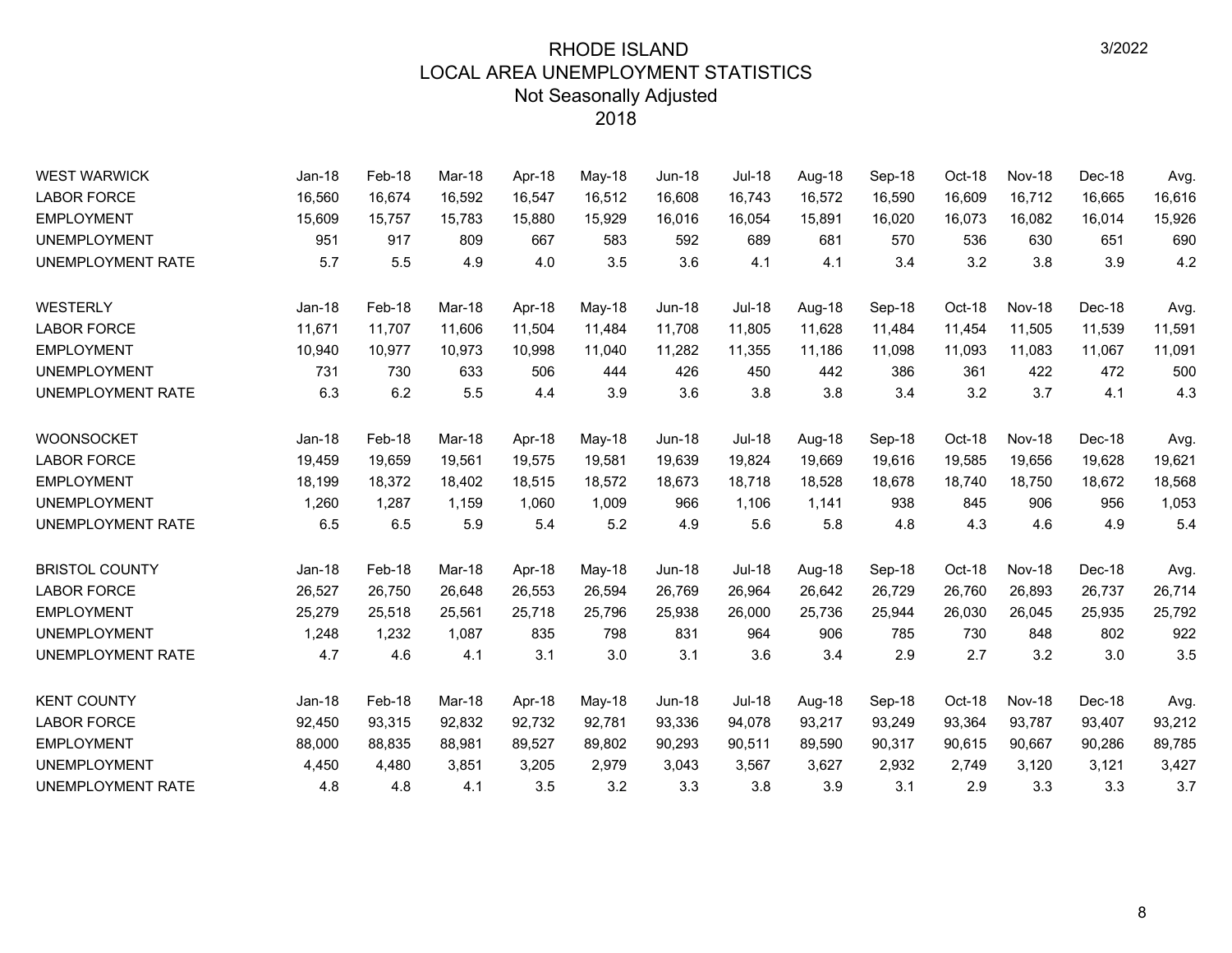# RHODE ISLAND
## LOCAL AREA UNEMPLOYMENT STATISTICS
### Not Seasonally Adjusted
### 2018

3/2022

| WEST WARWICK | Jan-18 | Feb-18 | Mar-18 | Apr-18 | May-18 | Jun-18 | Jul-18 | Aug-18 | Sep-18 | Oct-18 | Nov-18 | Dec-18 | Avg. |
|---|---|---|---|---|---|---|---|---|---|---|---|---|---|
| LABOR FORCE | 16,560 | 16,674 | 16,592 | 16,547 | 16,512 | 16,608 | 16,743 | 16,572 | 16,590 | 16,609 | 16,712 | 16,665 | 16,616 |
| EMPLOYMENT | 15,609 | 15,757 | 15,783 | 15,880 | 15,929 | 16,016 | 16,054 | 15,891 | 16,020 | 16,073 | 16,082 | 16,014 | 15,926 |
| UNEMPLOYMENT | 951 | 917 | 809 | 667 | 583 | 592 | 689 | 681 | 570 | 536 | 630 | 651 | 690 |
| UNEMPLOYMENT RATE | 5.7 | 5.5 | 4.9 | 4.0 | 3.5 | 3.6 | 4.1 | 4.1 | 3.4 | 3.2 | 3.8 | 3.9 | 4.2 |

| WESTERLY | Jan-18 | Feb-18 | Mar-18 | Apr-18 | May-18 | Jun-18 | Jul-18 | Aug-18 | Sep-18 | Oct-18 | Nov-18 | Dec-18 | Avg. |
|---|---|---|---|---|---|---|---|---|---|---|---|---|---|
| LABOR FORCE | 11,671 | 11,707 | 11,606 | 11,504 | 11,484 | 11,708 | 11,805 | 11,628 | 11,484 | 11,454 | 11,505 | 11,539 | 11,591 |
| EMPLOYMENT | 10,940 | 10,977 | 10,973 | 10,998 | 11,040 | 11,282 | 11,355 | 11,186 | 11,098 | 11,093 | 11,083 | 11,067 | 11,091 |
| UNEMPLOYMENT | 731 | 730 | 633 | 506 | 444 | 426 | 450 | 442 | 386 | 361 | 422 | 472 | 500 |
| UNEMPLOYMENT RATE | 6.3 | 6.2 | 5.5 | 4.4 | 3.9 | 3.6 | 3.8 | 3.8 | 3.4 | 3.2 | 3.7 | 4.1 | 4.3 |

| WOONSOCKET | Jan-18 | Feb-18 | Mar-18 | Apr-18 | May-18 | Jun-18 | Jul-18 | Aug-18 | Sep-18 | Oct-18 | Nov-18 | Dec-18 | Avg. |
|---|---|---|---|---|---|---|---|---|---|---|---|---|---|
| LABOR FORCE | 19,459 | 19,659 | 19,561 | 19,575 | 19,581 | 19,639 | 19,824 | 19,669 | 19,616 | 19,585 | 19,656 | 19,628 | 19,621 |
| EMPLOYMENT | 18,199 | 18,372 | 18,402 | 18,515 | 18,572 | 18,673 | 18,718 | 18,528 | 18,678 | 18,740 | 18,750 | 18,672 | 18,568 |
| UNEMPLOYMENT | 1,260 | 1,287 | 1,159 | 1,060 | 1,009 | 966 | 1,106 | 1,141 | 938 | 845 | 906 | 956 | 1,053 |
| UNEMPLOYMENT RATE | 6.5 | 6.5 | 5.9 | 5.4 | 5.2 | 4.9 | 5.6 | 5.8 | 4.8 | 4.3 | 4.6 | 4.9 | 5.4 |

| BRISTOL COUNTY | Jan-18 | Feb-18 | Mar-18 | Apr-18 | May-18 | Jun-18 | Jul-18 | Aug-18 | Sep-18 | Oct-18 | Nov-18 | Dec-18 | Avg. |
|---|---|---|---|---|---|---|---|---|---|---|---|---|---|
| LABOR FORCE | 26,527 | 26,750 | 26,648 | 26,553 | 26,594 | 26,769 | 26,964 | 26,642 | 26,729 | 26,760 | 26,893 | 26,737 | 26,714 |
| EMPLOYMENT | 25,279 | 25,518 | 25,561 | 25,718 | 25,796 | 25,938 | 26,000 | 25,736 | 25,944 | 26,030 | 26,045 | 25,935 | 25,792 |
| UNEMPLOYMENT | 1,248 | 1,232 | 1,087 | 835 | 798 | 831 | 964 | 906 | 785 | 730 | 848 | 802 | 922 |
| UNEMPLOYMENT RATE | 4.7 | 4.6 | 4.1 | 3.1 | 3.0 | 3.1 | 3.6 | 3.4 | 2.9 | 2.7 | 3.2 | 3.0 | 3.5 |

| KENT COUNTY | Jan-18 | Feb-18 | Mar-18 | Apr-18 | May-18 | Jun-18 | Jul-18 | Aug-18 | Sep-18 | Oct-18 | Nov-18 | Dec-18 | Avg. |
|---|---|---|---|---|---|---|---|---|---|---|---|---|---|
| LABOR FORCE | 92,450 | 93,315 | 92,832 | 92,732 | 92,781 | 93,336 | 94,078 | 93,217 | 93,249 | 93,364 | 93,787 | 93,407 | 93,212 |
| EMPLOYMENT | 88,000 | 88,835 | 88,981 | 89,527 | 89,802 | 90,293 | 90,511 | 89,590 | 90,317 | 90,615 | 90,667 | 90,286 | 89,785 |
| UNEMPLOYMENT | 4,450 | 4,480 | 3,851 | 3,205 | 2,979 | 3,043 | 3,567 | 3,627 | 2,932 | 2,749 | 3,120 | 3,121 | 3,427 |
| UNEMPLOYMENT RATE | 4.8 | 4.8 | 4.1 | 3.5 | 3.2 | 3.3 | 3.8 | 3.9 | 3.1 | 2.9 | 3.3 | 3.3 | 3.7 |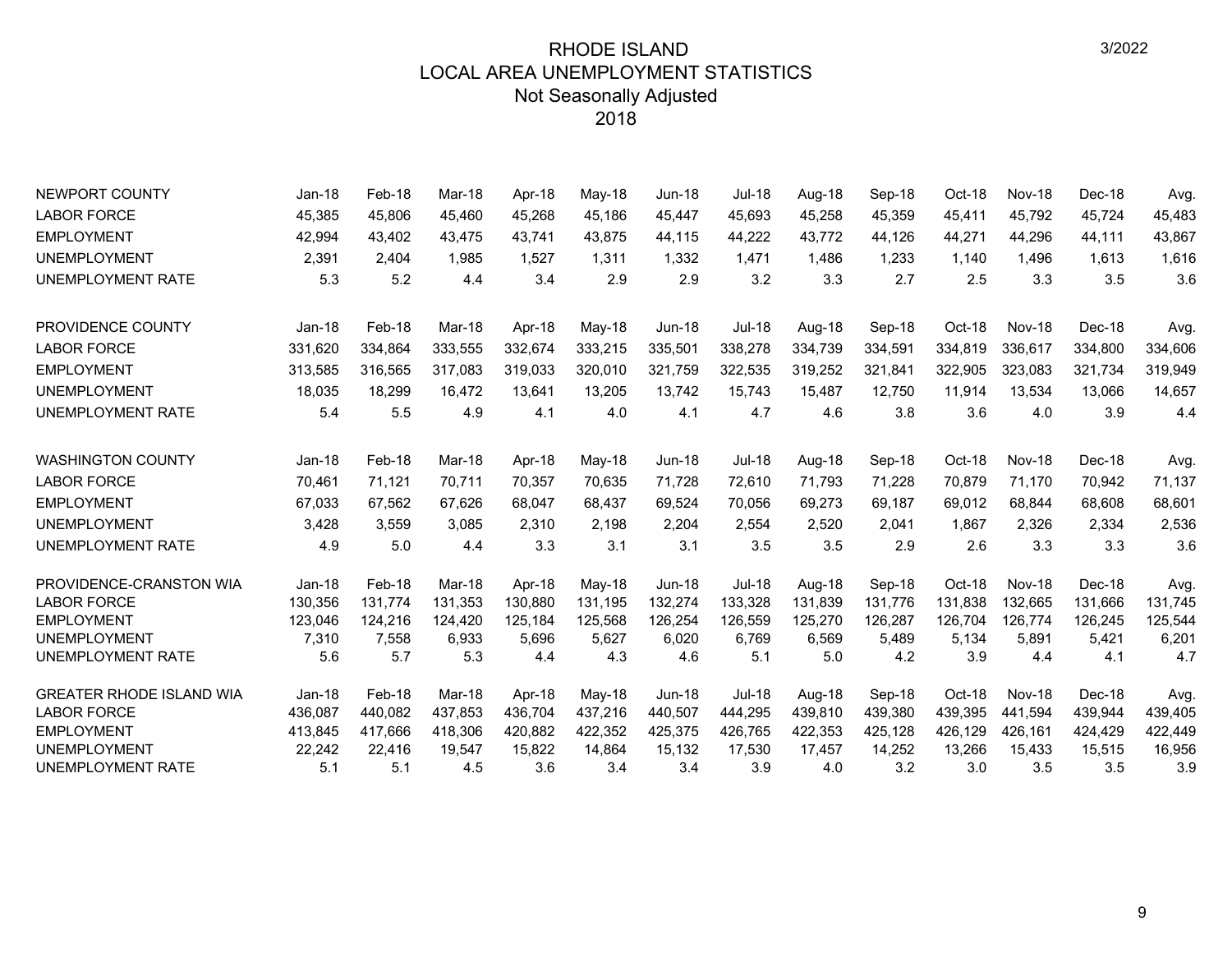# RHODE ISLAND
## LOCAL AREA UNEMPLOYMENT STATISTICS
### Not Seasonally Adjusted
### 2018

3/2022

| NEWPORT COUNTY | Jan-18 | Feb-18 | Mar-18 | Apr-18 | May-18 | Jun-18 | Jul-18 | Aug-18 | Sep-18 | Oct-18 | Nov-18 | Dec-18 | Avg. |
|---|---|---|---|---|---|---|---|---|---|---|---|---|---|
| LABOR FORCE | 45,385 | 45,806 | 45,460 | 45,268 | 45,186 | 45,447 | 45,693 | 45,258 | 45,359 | 45,411 | 45,792 | 45,724 | 45,483 |
| EMPLOYMENT | 42,994 | 43,402 | 43,475 | 43,741 | 43,875 | 44,115 | 44,222 | 43,772 | 44,126 | 44,271 | 44,296 | 44,111 | 43,867 |
| UNEMPLOYMENT | 2,391 | 2,404 | 1,985 | 1,527 | 1,311 | 1,332 | 1,471 | 1,486 | 1,233 | 1,140 | 1,496 | 1,613 | 1,616 |
| UNEMPLOYMENT RATE | 5.3 | 5.2 | 4.4 | 3.4 | 2.9 | 2.9 | 3.2 | 3.3 | 2.7 | 2.5 | 3.3 | 3.5 | 3.6 |

| PROVIDENCE COUNTY | Jan-18 | Feb-18 | Mar-18 | Apr-18 | May-18 | Jun-18 | Jul-18 | Aug-18 | Sep-18 | Oct-18 | Nov-18 | Dec-18 | Avg. |
|---|---|---|---|---|---|---|---|---|---|---|---|---|---|
| LABOR FORCE | 331,620 | 334,864 | 333,555 | 332,674 | 333,215 | 335,501 | 338,278 | 334,739 | 334,591 | 334,819 | 336,617 | 334,800 | 334,606 |
| EMPLOYMENT | 313,585 | 316,565 | 317,083 | 319,033 | 320,010 | 321,759 | 322,535 | 319,252 | 321,841 | 322,905 | 323,083 | 321,734 | 319,949 |
| UNEMPLOYMENT | 18,035 | 18,299 | 16,472 | 13,641 | 13,205 | 13,742 | 15,743 | 15,487 | 12,750 | 11,914 | 13,534 | 13,066 | 14,657 |
| UNEMPLOYMENT RATE | 5.4 | 5.5 | 4.9 | 4.1 | 4.0 | 4.1 | 4.7 | 4.6 | 3.8 | 3.6 | 4.0 | 3.9 | 4.4 |

| WASHINGTON COUNTY | Jan-18 | Feb-18 | Mar-18 | Apr-18 | May-18 | Jun-18 | Jul-18 | Aug-18 | Sep-18 | Oct-18 | Nov-18 | Dec-18 | Avg. |
|---|---|---|---|---|---|---|---|---|---|---|---|---|---|
| LABOR FORCE | 70,461 | 71,121 | 70,711 | 70,357 | 70,635 | 71,728 | 72,610 | 71,793 | 71,228 | 70,879 | 71,170 | 70,942 | 71,137 |
| EMPLOYMENT | 67,033 | 67,562 | 67,626 | 68,047 | 68,437 | 69,524 | 70,056 | 69,273 | 69,187 | 69,012 | 68,844 | 68,608 | 68,601 |
| UNEMPLOYMENT | 3,428 | 3,559 | 3,085 | 2,310 | 2,198 | 2,204 | 2,554 | 2,520 | 2,041 | 1,867 | 2,326 | 2,334 | 2,536 |
| UNEMPLOYMENT RATE | 4.9 | 5.0 | 4.4 | 3.3 | 3.1 | 3.1 | 3.5 | 3.5 | 2.9 | 2.6 | 3.3 | 3.3 | 3.6 |

| PROVIDENCE-CRANSTON WIA | Jan-18 | Feb-18 | Mar-18 | Apr-18 | May-18 | Jun-18 | Jul-18 | Aug-18 | Sep-18 | Oct-18 | Nov-18 | Dec-18 | Avg. |
|---|---|---|---|---|---|---|---|---|---|---|---|---|---|
| LABOR FORCE | 130,356 | 131,774 | 131,353 | 130,880 | 131,195 | 132,274 | 133,328 | 131,839 | 131,776 | 131,838 | 132,665 | 131,666 | 131,745 |
| EMPLOYMENT | 123,046 | 124,216 | 124,420 | 125,184 | 125,568 | 126,254 | 126,559 | 125,270 | 126,287 | 126,704 | 126,774 | 126,245 | 125,544 |
| UNEMPLOYMENT | 7,310 | 7,558 | 6,933 | 5,696 | 5,627 | 6,020 | 6,769 | 6,569 | 5,489 | 5,134 | 5,891 | 5,421 | 6,201 |
| UNEMPLOYMENT RATE | 5.6 | 5.7 | 5.3 | 4.4 | 4.3 | 4.6 | 5.1 | 5.0 | 4.2 | 3.9 | 4.4 | 4.1 | 4.7 |

| GREATER RHODE ISLAND WIA | Jan-18 | Feb-18 | Mar-18 | Apr-18 | May-18 | Jun-18 | Jul-18 | Aug-18 | Sep-18 | Oct-18 | Nov-18 | Dec-18 | Avg. |
|---|---|---|---|---|---|---|---|---|---|---|---|---|---|
| LABOR FORCE | 436,087 | 440,082 | 437,853 | 436,704 | 437,216 | 440,507 | 444,295 | 439,810 | 439,380 | 439,395 | 441,594 | 439,944 | 439,405 |
| EMPLOYMENT | 413,845 | 417,666 | 418,306 | 420,882 | 422,352 | 425,375 | 426,765 | 422,353 | 425,128 | 426,129 | 426,161 | 424,429 | 422,449 |
| UNEMPLOYMENT | 22,242 | 22,416 | 19,547 | 15,822 | 14,864 | 15,132 | 17,530 | 17,457 | 14,252 | 13,266 | 15,433 | 15,515 | 16,956 |
| UNEMPLOYMENT RATE | 5.1 | 5.1 | 4.5 | 3.6 | 3.4 | 3.4 | 3.9 | 4.0 | 3.2 | 3.0 | 3.5 | 3.5 | 3.9 |